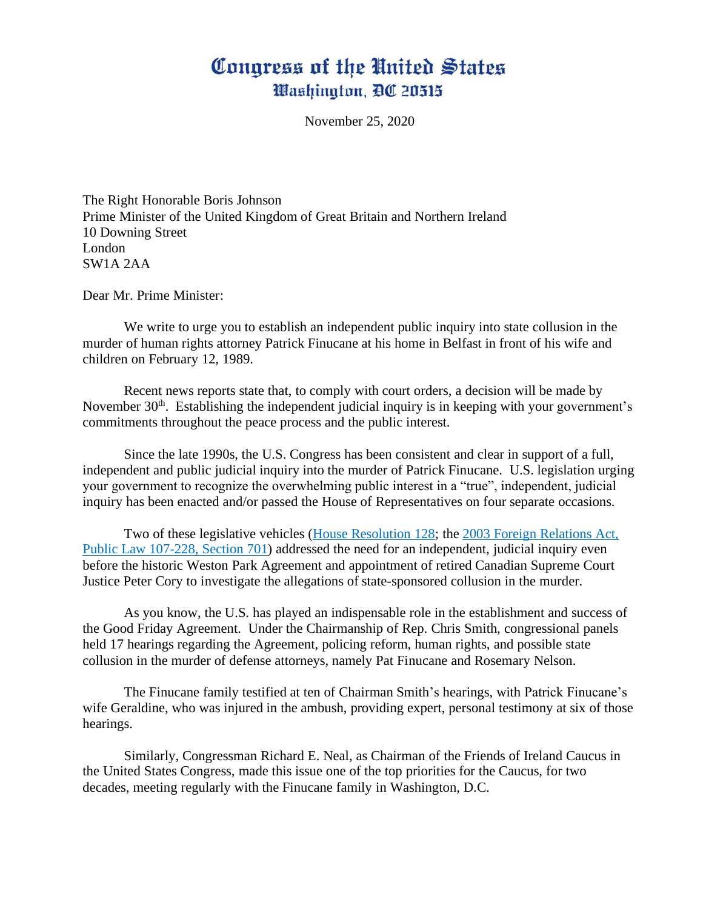# Congress of the United States
## Washington, DC 20515

November 25, 2020

The Right Honorable Boris Johnson
Prime Minister of the United Kingdom of Great Britain and Northern Ireland
10 Downing Street
London
SW1A 2AA

Dear Mr. Prime Minister:

We write to urge you to establish an independent public inquiry into state collusion in the murder of human rights attorney Patrick Finucane at his home in Belfast in front of his wife and children on February 12, 1989.

Recent news reports state that, to comply with court orders, a decision will be made by November 30th. Establishing the independent judicial inquiry is in keeping with your government's commitments throughout the peace process and the public interest.

Since the late 1990s, the U.S. Congress has been consistent and clear in support of a full, independent and public judicial inquiry into the murder of Patrick Finucane. U.S. legislation urging your government to recognize the overwhelming public interest in a "true", independent, judicial inquiry has been enacted and/or passed the House of Representatives on four separate occasions.

Two of these legislative vehicles (House Resolution 128; the 2003 Foreign Relations Act, Public Law 107-228, Section 701) addressed the need for an independent, judicial inquiry even before the historic Weston Park Agreement and appointment of retired Canadian Supreme Court Justice Peter Cory to investigate the allegations of state-sponsored collusion in the murder.

As you know, the U.S. has played an indispensable role in the establishment and success of the Good Friday Agreement. Under the Chairmanship of Rep. Chris Smith, congressional panels held 17 hearings regarding the Agreement, policing reform, human rights, and possible state collusion in the murder of defense attorneys, namely Pat Finucane and Rosemary Nelson.

The Finucane family testified at ten of Chairman Smith's hearings, with Patrick Finucane's wife Geraldine, who was injured in the ambush, providing expert, personal testimony at six of those hearings.

Similarly, Congressman Richard E. Neal, as Chairman of the Friends of Ireland Caucus in the United States Congress, made this issue one of the top priorities for the Caucus, for two decades, meeting regularly with the Finucane family in Washington, D.C.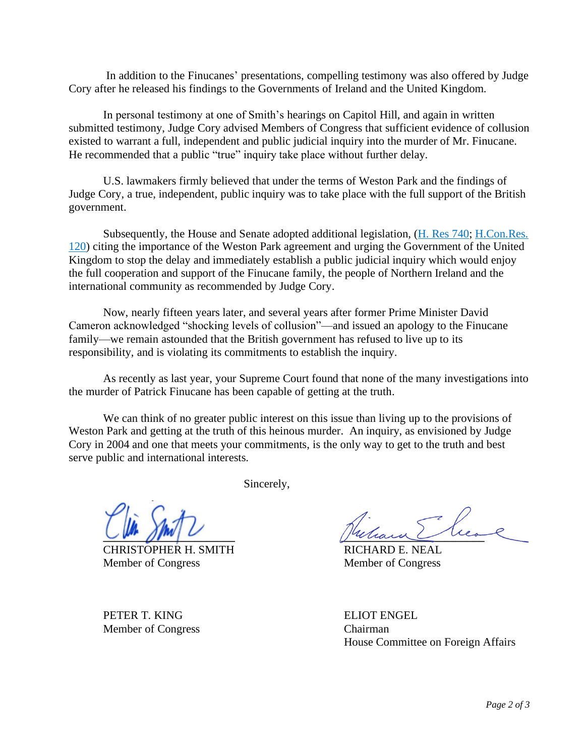In addition to the Finucanes' presentations, compelling testimony was also offered by Judge Cory after he released his findings to the Governments of Ireland and the United Kingdom.

In personal testimony at one of Smith's hearings on Capitol Hill, and again in written submitted testimony, Judge Cory advised Members of Congress that sufficient evidence of collusion existed to warrant a full, independent and public judicial inquiry into the murder of Mr. Finucane. He recommended that a public "true" inquiry take place without further delay.

U.S. lawmakers firmly believed that under the terms of Weston Park and the findings of Judge Cory, a true, independent, public inquiry was to take place with the full support of the British government.

Subsequently, the House and Senate adopted additional legislation, (H. Res 740; H.Con.Res. 120) citing the importance of the Weston Park agreement and urging the Government of the United Kingdom to stop the delay and immediately establish a public judicial inquiry which would enjoy the full cooperation and support of the Finucane family, the people of Northern Ireland and the international community as recommended by Judge Cory.

Now, nearly fifteen years later, and several years after former Prime Minister David Cameron acknowledged "shocking levels of collusion"—and issued an apology to the Finucane family—we remain astounded that the British government has refused to live up to its responsibility, and is violating its commitments to establish the inquiry.

As recently as last year, your Supreme Court found that none of the many investigations into the murder of Patrick Finucane has been capable of getting at the truth.

We can think of no greater public interest on this issue than living up to the provisions of Weston Park and getting at the truth of this heinous murder. An inquiry, as envisioned by Judge Cory in 2004 and one that meets your commitments, is the only way to get to the truth and best serve public and international interests.

Sincerely,

CHRISTOPHER H. SMITH
Member of Congress

RICHARD E. NEAL
Member of Congress

PETER T. KING
Member of Congress

ELIOT ENGEL
Chairman
House Committee on Foreign Affairs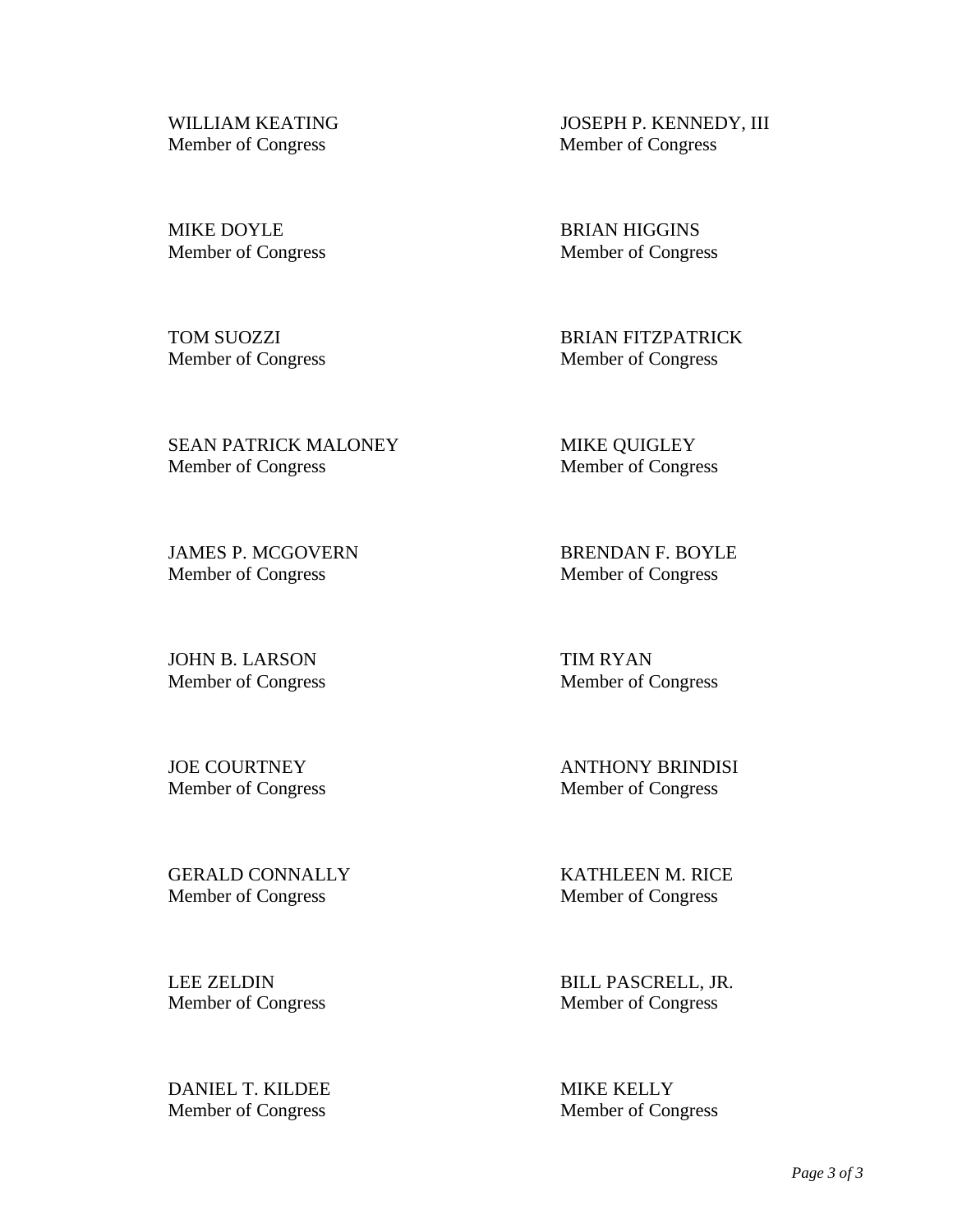WILLIAM KEATING
Member of Congress

JOSEPH P. KENNEDY, III
Member of Congress

MIKE DOYLE
Member of Congress

BRIAN HIGGINS
Member of Congress

TOM SUOZZI
Member of Congress

BRIAN FITZPATRICK
Member of Congress

SEAN PATRICK MALONEY
Member of Congress

MIKE QUIGLEY
Member of Congress

JAMES P. MCGOVERN
Member of Congress

BRENDAN F. BOYLE
Member of Congress

JOHN B. LARSON
Member of Congress

TIM RYAN
Member of Congress

JOE COURTNEY
Member of Congress

ANTHONY BRINDISI
Member of Congress

GERALD CONNALLY
Member of Congress

KATHLEEN M. RICE
Member of Congress

LEE ZELDIN
Member of Congress

BILL PASCRELL, JR.
Member of Congress

DANIEL T. KILDEE
Member of Congress

MIKE KELLY
Member of Congress